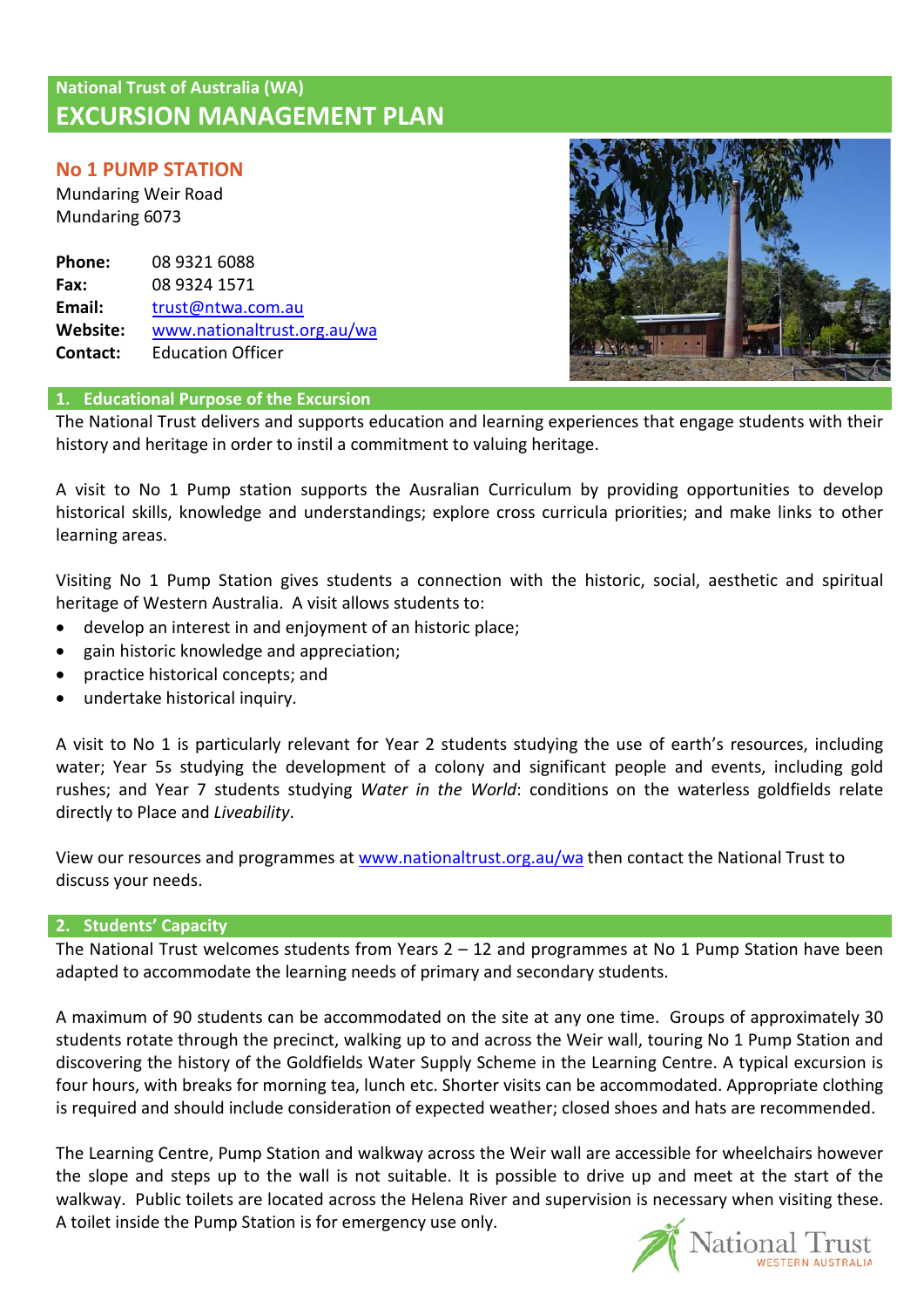National Trust of Australia (WA)

# EXCURSION MANAGEMENT PLAN

## No 1 PUMP STATION

Mundaring Weir Road
Mundaring 6073

**Phone:** 08 9321 6088
**Fax:** 08 9324 1571
**Email:** trust@ntwa.com.au
**Website:** www.nationaltrust.org.au/wa
**Contact:** Education Officer

## 1. Educational Purpose of the Excursion

The National Trust delivers and supports education and learning experiences that engage students with their history and heritage in order to instil a commitment to valuing heritage.

A visit to No 1 Pump station supports the Ausralian Curriculum by providing opportunities to develop historical skills, knowledge and understandings; explore cross curricula priorities; and make links to other learning areas.

Visiting No 1 Pump Station gives students a connection with the historic, social, aesthetic and spiritual heritage of Western Australia. A visit allows students to:

- develop an interest in and enjoyment of an historic place;
- gain historic knowledge and appreciation;
- practice historical concepts; and
- undertake historical inquiry.

A visit to No 1 is particularly relevant for Year 2 students studying the use of earth's resources, including water; Year 5s studying the development of a colony and significant people and events, including gold rushes; and Year 7 students studying *Water in the World*: conditions on the waterless goldfields relate directly to Place and *Liveability*.

View our resources and programmes at www.nationaltrust.org.au/wa then contact the National Trust to discuss your needs.

## 2. Students' Capacity

The National Trust welcomes students from Years 2 – 12 and programmes at No 1 Pump Station have been adapted to accommodate the learning needs of primary and secondary students.

A maximum of 90 students can be accommodated on the site at any one time. Groups of approximately 30 students rotate through the precinct, walking up to and across the Weir wall, touring No 1 Pump Station and discovering the history of the Goldfields Water Supply Scheme in the Learning Centre. A typical excursion is four hours, with breaks for morning tea, lunch etc. Shorter visits can be accommodated. Appropriate clothing is required and should include consideration of expected weather; closed shoes and hats are recommended.

The Learning Centre, Pump Station and walkway across the Weir wall are accessible for wheelchairs however the slope and steps up to the wall is not suitable. It is possible to drive up and meet at the start of the walkway. Public toilets are located across the Helena River and supervision is necessary when visiting these. A toilet inside the Pump Station is for emergency use only.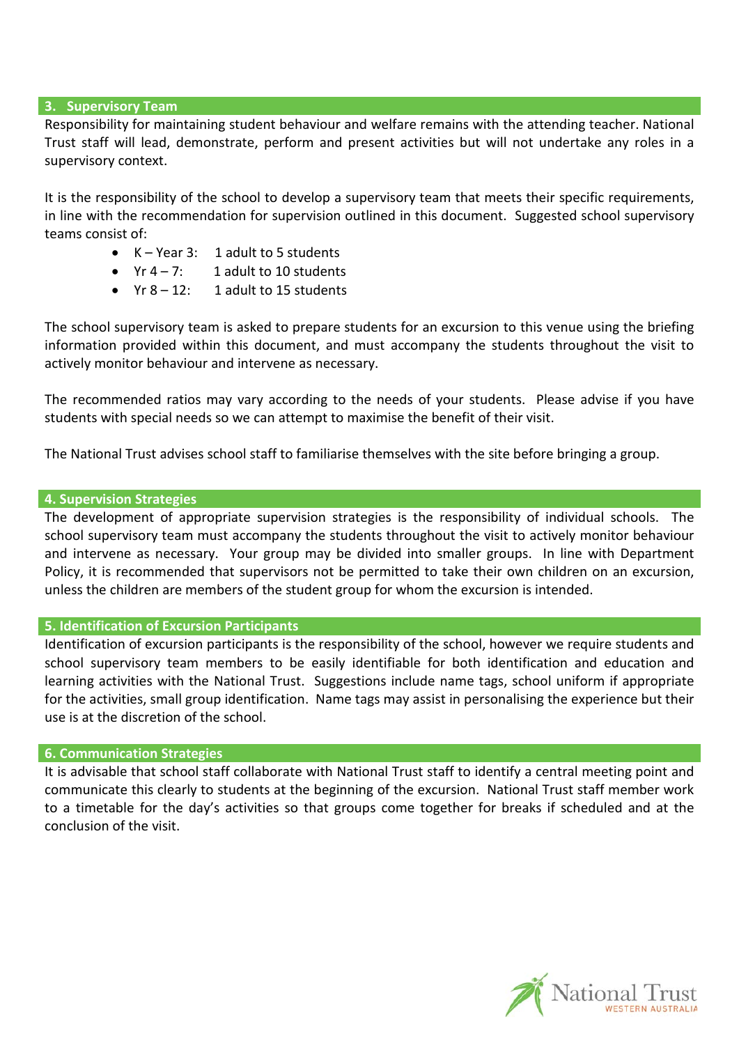## 3. Supervisory Team

Responsibility for maintaining student behaviour and welfare remains with the attending teacher. National Trust staff will lead, demonstrate, perform and present activities but will not undertake any roles in a supervisory context.

It is the responsibility of the school to develop a supervisory team that meets their specific requirements, in line with the recommendation for supervision outlined in this document. Suggested school supervisory teams consist of:

- K – Year 3: 1 adult to 5 students
- Yr 4 – 7: 1 adult to 10 students
- Yr 8 – 12: 1 adult to 15 students

The school supervisory team is asked to prepare students for an excursion to this venue using the briefing information provided within this document, and must accompany the students throughout the visit to actively monitor behaviour and intervene as necessary.

The recommended ratios may vary according to the needs of your students. Please advise if you have students with special needs so we can attempt to maximise the benefit of their visit.

The National Trust advises school staff to familiarise themselves with the site before bringing a group.

## 4. Supervision Strategies

The development of appropriate supervision strategies is the responsibility of individual schools. The school supervisory team must accompany the students throughout the visit to actively monitor behaviour and intervene as necessary. Your group may be divided into smaller groups. In line with Department Policy, it is recommended that supervisors not be permitted to take their own children on an excursion, unless the children are members of the student group for whom the excursion is intended.

## 5. Identification of Excursion Participants

Identification of excursion participants is the responsibility of the school, however we require students and school supervisory team members to be easily identifiable for both identification and education and learning activities with the National Trust. Suggestions include name tags, school uniform if appropriate for the activities, small group identification. Name tags may assist in personalising the experience but their use is at the discretion of the school.

## 6. Communication Strategies

It is advisable that school staff collaborate with National Trust staff to identify a central meeting point and communicate this clearly to students at the beginning of the excursion. National Trust staff member work to a timetable for the day's activities so that groups come together for breaks if scheduled and at the conclusion of the visit.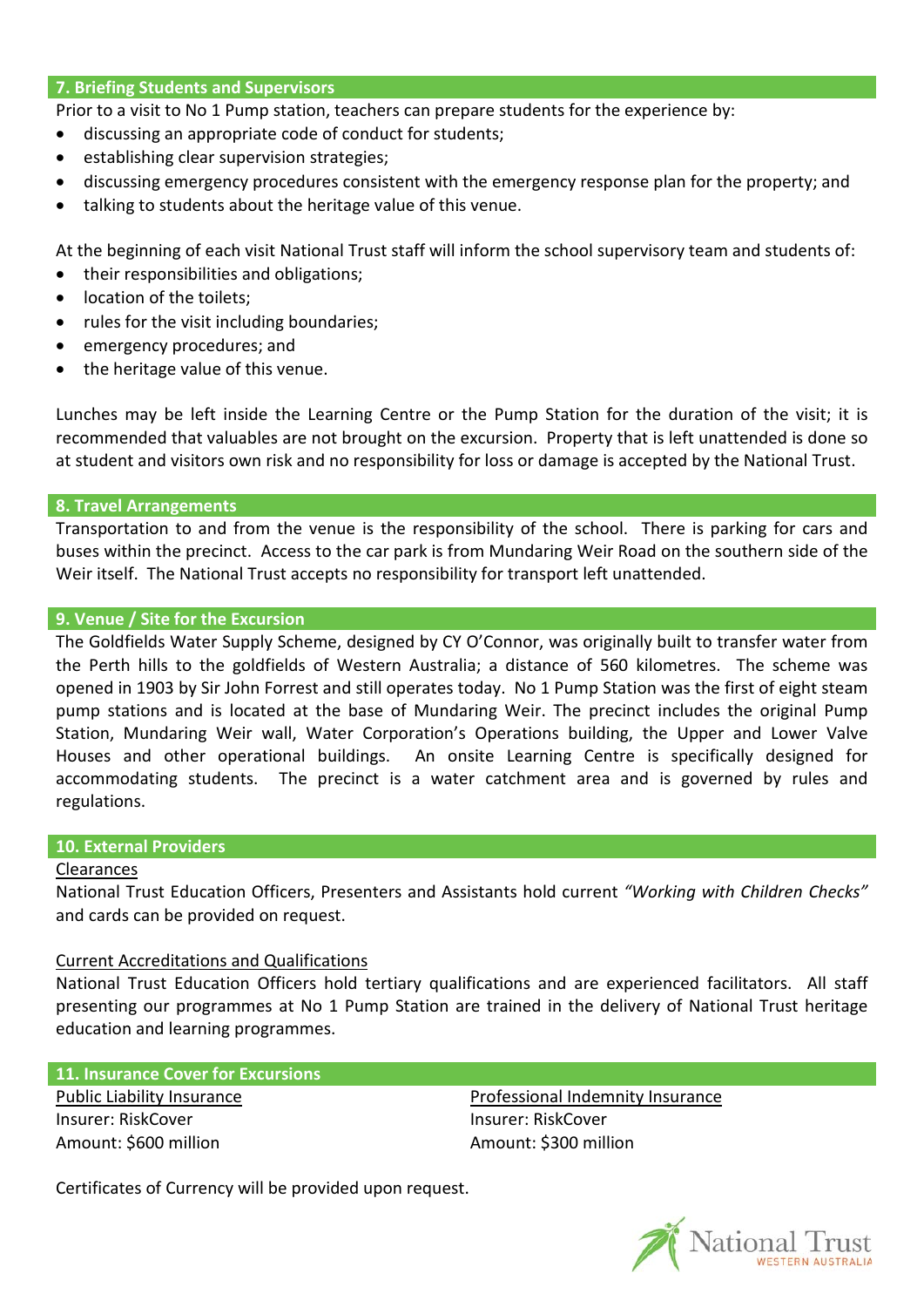## 7. Briefing Students and Supervisors

Prior to a visit to No 1 Pump station, teachers can prepare students for the experience by:

- discussing an appropriate code of conduct for students;
- establishing clear supervision strategies;
- discussing emergency procedures consistent with the emergency response plan for the property; and
- talking to students about the heritage value of this venue.

At the beginning of each visit National Trust staff will inform the school supervisory team and students of:

- their responsibilities and obligations;
- location of the toilets;
- rules for the visit including boundaries;
- emergency procedures; and
- the heritage value of this venue.

Lunches may be left inside the Learning Centre or the Pump Station for the duration of the visit; it is recommended that valuables are not brought on the excursion. Property that is left unattended is done so at student and visitors own risk and no responsibility for loss or damage is accepted by the National Trust.

## 8. Travel Arrangements

Transportation to and from the venue is the responsibility of the school. There is parking for cars and buses within the precinct. Access to the car park is from Mundaring Weir Road on the southern side of the Weir itself. The National Trust accepts no responsibility for transport left unattended.

## 9. Venue / Site for the Excursion

The Goldfields Water Supply Scheme, designed by CY O'Connor, was originally built to transfer water from the Perth hills to the goldfields of Western Australia; a distance of 560 kilometres. The scheme was opened in 1903 by Sir John Forrest and still operates today. No 1 Pump Station was the first of eight steam pump stations and is located at the base of Mundaring Weir. The precinct includes the original Pump Station, Mundaring Weir wall, Water Corporation's Operations building, the Upper and Lower Valve Houses and other operational buildings. An onsite Learning Centre is specifically designed for accommodating students. The precinct is a water catchment area and is governed by rules and regulations.

## 10. External Providers

Clearances

National Trust Education Officers, Presenters and Assistants hold current *"Working with Children Checks"* and cards can be provided on request.

Current Accreditations and Qualifications

National Trust Education Officers hold tertiary qualifications and are experienced facilitators. All staff presenting our programmes at No 1 Pump Station are trained in the delivery of National Trust heritage education and learning programmes.

## 11. Insurance Cover for Excursions

Public Liability Insurance
Insurer: RiskCover
Amount: $600 million

Professional Indemnity Insurance
Insurer: RiskCover
Amount: $300 million

Certificates of Currency will be provided upon request.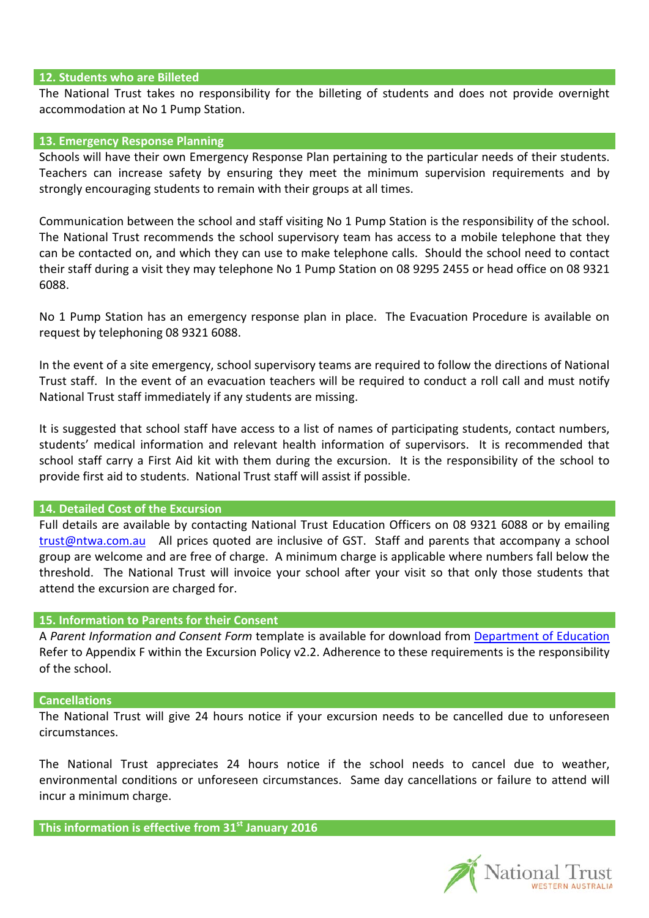## 12. Students who are Billeted

The National Trust takes no responsibility for the billeting of students and does not provide overnight accommodation at No 1 Pump Station.

## 13. Emergency Response Planning

Schools will have their own Emergency Response Plan pertaining to the particular needs of their students. Teachers can increase safety by ensuring they meet the minimum supervision requirements and by strongly encouraging students to remain with their groups at all times.

Communication between the school and staff visiting No 1 Pump Station is the responsibility of the school. The National Trust recommends the school supervisory team has access to a mobile telephone that they can be contacted on, and which they can use to make telephone calls. Should the school need to contact their staff during a visit they may telephone No 1 Pump Station on 08 9295 2455 or head office on 08 9321 6088.

No 1 Pump Station has an emergency response plan in place. The Evacuation Procedure is available on request by telephoning 08 9321 6088.

In the event of a site emergency, school supervisory teams are required to follow the directions of National Trust staff. In the event of an evacuation teachers will be required to conduct a roll call and must notify National Trust staff immediately if any students are missing.

It is suggested that school staff have access to a list of names of participating students, contact numbers, students' medical information and relevant health information of supervisors. It is recommended that school staff carry a First Aid kit with them during the excursion. It is the responsibility of the school to provide first aid to students. National Trust staff will assist if possible.

## 14. Detailed Cost of the Excursion

Full details are available by contacting National Trust Education Officers on 08 9321 6088 or by emailing [trust@ntwa.com.au](mailto:trust@ntwa.com.au) All prices quoted are inclusive of GST. Staff and parents that accompany a school group are welcome and are free of charge. A minimum charge is applicable where numbers fall below the threshold. The National Trust will invoice your school after your visit so that only those students that attend the excursion are charged for.

## 15. Information to Parents for their Consent

A *Parent Information and Consent Form* template is available for download from [Department of Education](#) Refer to Appendix F within the Excursion Policy v2.2. Adherence to these requirements is the responsibility of the school.

## Cancellations

The National Trust will give 24 hours notice if your excursion needs to be cancelled due to unforeseen circumstances.

The National Trust appreciates 24 hours notice if the school needs to cancel due to weather, environmental conditions or unforeseen circumstances. Same day cancellations or failure to attend will incur a minimum charge.

**This information is effective from 31st January 2016**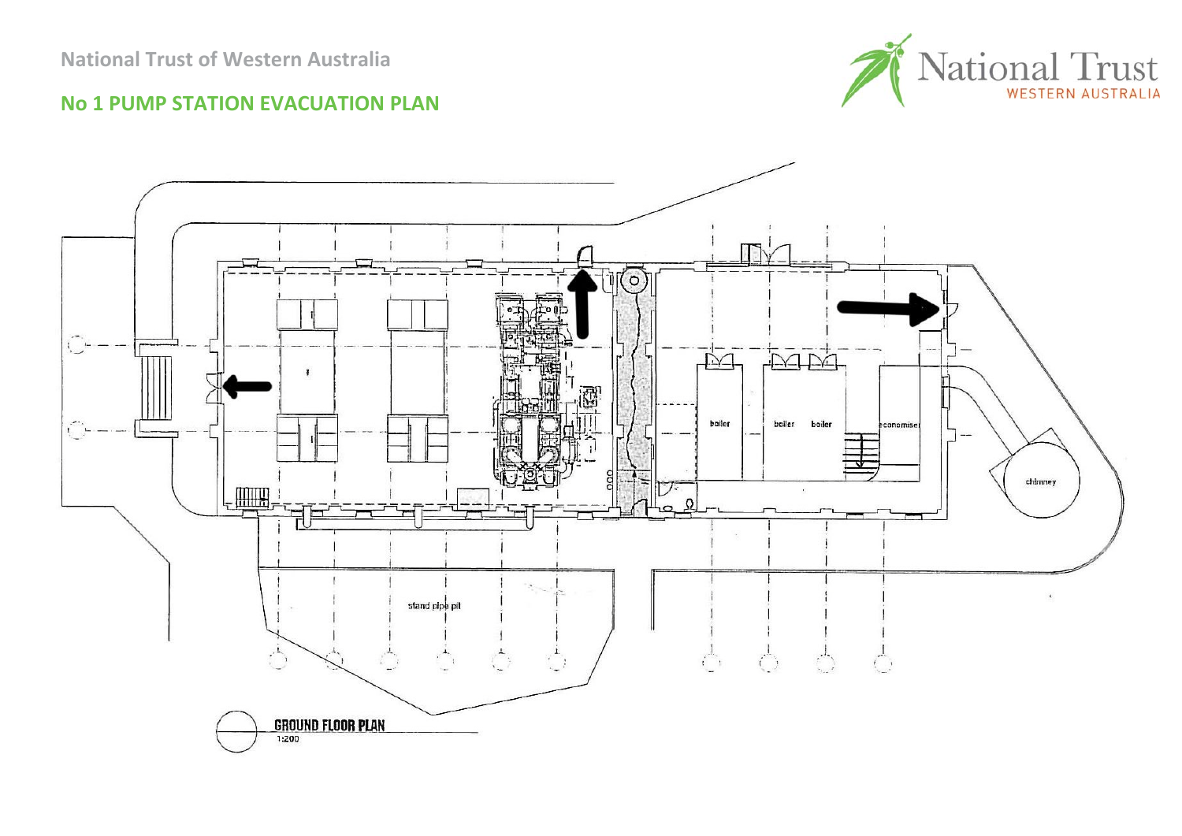National Trust of Western Australia

## No 1 PUMP STATION EVACUATION PLAN

boiler

boiler

boiler

economiser

chimney

stand pipe pit

**GROUND FLOOR PLAN**

1:200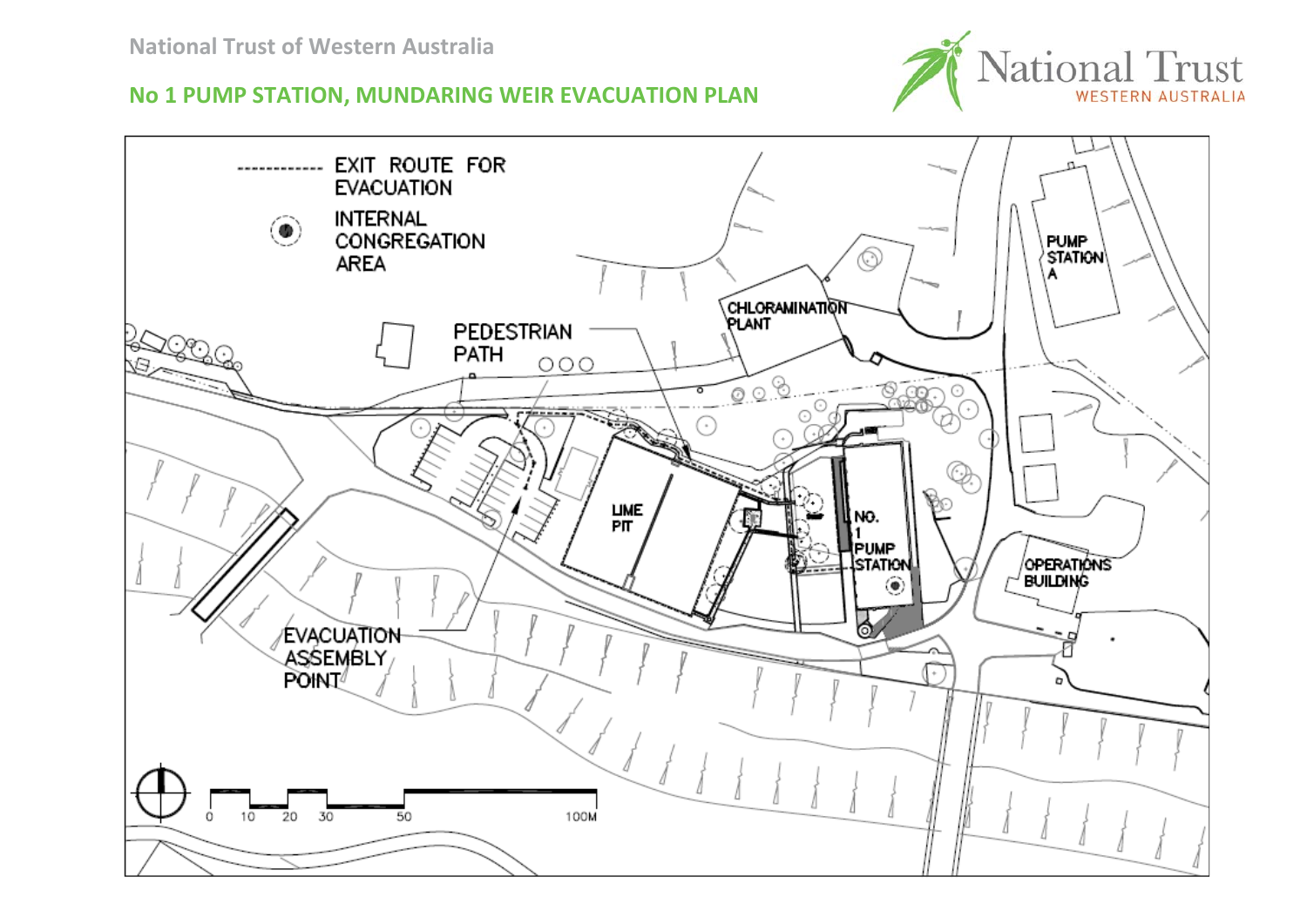National Trust of Western Australia

## No 1 PUMP STATION, MUNDARING WEIR EVACUATION PLAN

EXIT ROUTE FOR EVACUATION

INTERNAL CONGREGATION AREA

PEDESTRIAN PATH

CHLORAMINATION PLANT

PUMP STATION A

LIME PIT

NO. 1 PUMP STATION

OPERATIONS BUILDING

EVACUATION ASSEMBLY POINT

0 10 20 30 50 100M